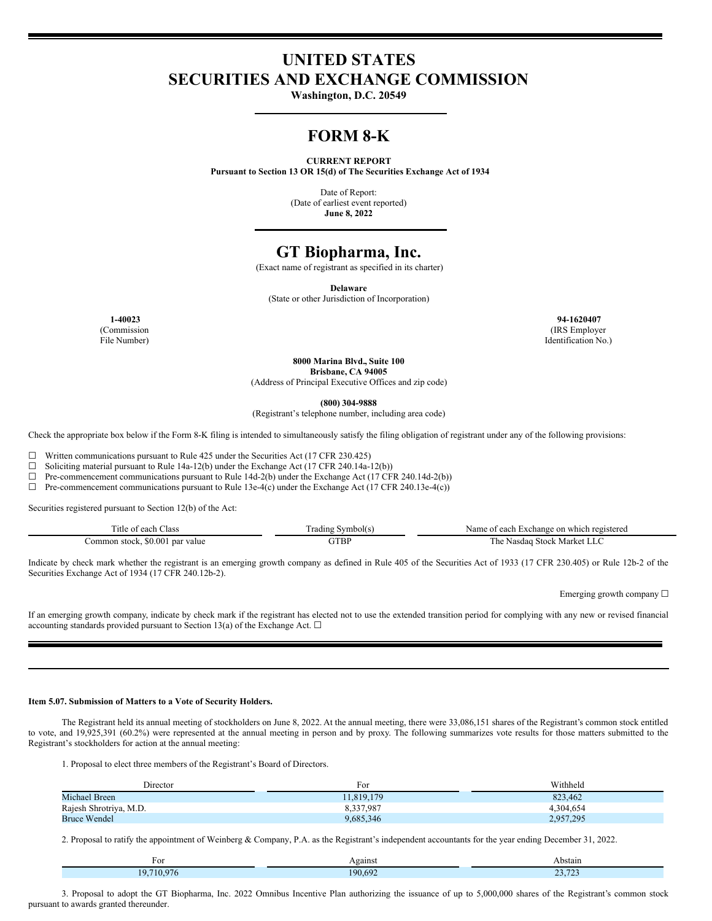# UNITED STATES
# SECURITIES AND EXCHANGE COMMISSION

**Washington, D.C. 20549**

# FORM 8-K

**CURRENT REPORT**
**Pursuant to Section 13 OR 15(d) of The Securities Exchange Act of 1934**

Date of Report:
(Date of earliest event reported)
**June 8, 2022**

# GT Biopharma, Inc.

(Exact name of registrant as specified in its charter)

**Delaware**
(State or other Jurisdiction of Incorporation)

| **1-40023** (Commission File Number) | **94-1620407** (IRS Employer Identification No.) |
|---|---|

**8000 Marina Blvd., Suite 100**
**Brisbane, CA 94005**
(Address of Principal Executive Offices and zip code)

**(800) 304-9888**
(Registrant's telephone number, including area code)

Check the appropriate box below if the Form 8-K filing is intended to simultaneously satisfy the filing obligation of registrant under any of the following provisions:

☐ Written communications pursuant to Rule 425 under the Securities Act (17 CFR 230.425)
☐ Soliciting material pursuant to Rule 14a-12(b) under the Exchange Act (17 CFR 240.14a-12(b))
☐ Pre-commencement communications pursuant to Rule 14d-2(b) under the Exchange Act (17 CFR 240.14d-2(b))
☐ Pre-commencement communications pursuant to Rule 13e-4(c) under the Exchange Act (17 CFR 240.13e-4(c))

Securities registered pursuant to Section 12(b) of the Act:

| Title of each Class | Trading Symbol(s) | Name of each Exchange on which registered |
|---|---|---|
| Common stock, $0.001 par value | GTBP | The Nasdaq Stock Market LLC |

Indicate by check mark whether the registrant is an emerging growth company as defined in Rule 405 of the Securities Act of 1933 (17 CFR 230.405) or Rule 12b-2 of the Securities Exchange Act of 1934 (17 CFR 240.12b-2).

Emerging growth company ☐

If an emerging growth company, indicate by check mark if the registrant has elected not to use the extended transition period for complying with any new or revised financial accounting standards provided pursuant to Section 13(a) of the Exchange Act. ☐

**Item 5.07. Submission of Matters to a Vote of Security Holders.**

The Registrant held its annual meeting of stockholders on June 8, 2022. At the annual meeting, there were 33,086,151 shares of the Registrant's common stock entitled to vote, and 19,925,391 (60.2%) were represented at the annual meeting in person and by proxy. The following summarizes vote results for those matters submitted to the Registrant's stockholders for action at the annual meeting:

1. Proposal to elect three members of the Registrant's Board of Directors.

| Director | For | Withheld |
|---|---|---|
| Michael Breen | 11,819,179 | 823,462 |
| Rajesh Shrotriya, M.D. | 8,337,987 | 4,304,654 |
| Bruce Wendel | 9,685,346 | 2,957,295 |

2. Proposal to ratify the appointment of Weinberg & Company, P.A. as the Registrant's independent accountants for the year ending December 31, 2022.

| For | Against | Abstain |
|---|---|---|
| 19,710,976 | 190,692 | 23,723 |

3. Proposal to adopt the GT Biopharma, Inc. 2022 Omnibus Incentive Plan authorizing the issuance of up to 5,000,000 shares of the Registrant's common stock pursuant to awards granted thereunder.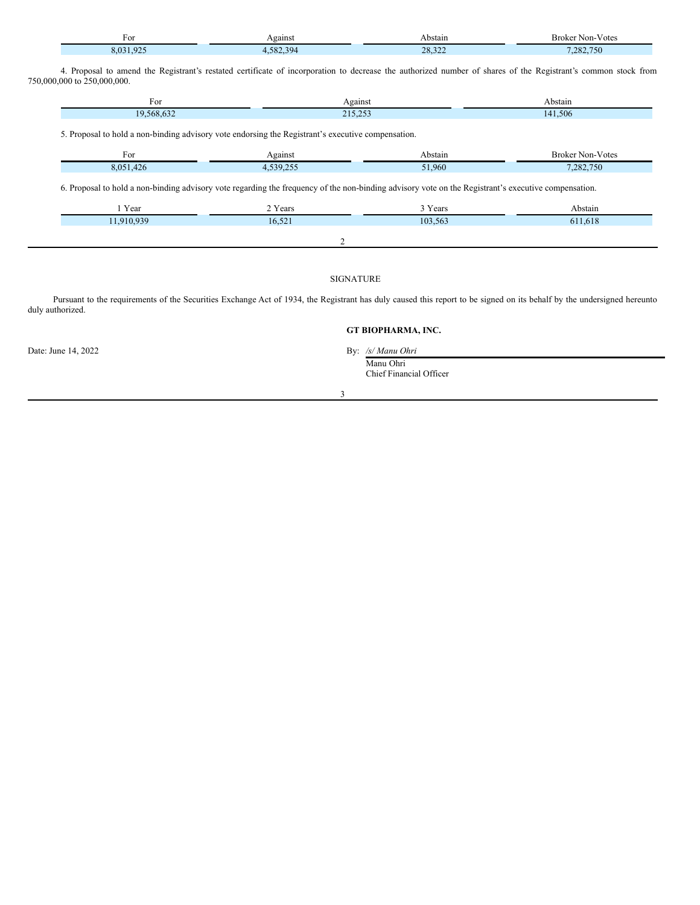| For | Against | Abstain | Broker Non-Votes |
| --- | --- | --- | --- |
| 8,031,925 | 4,582,394 | 28,322 | 7,282,750 |

4. Proposal to amend the Registrant's restated certificate of incorporation to decrease the authorized number of shares of the Registrant's common stock from 750,000,000 to 250,000,000.

| For | Against | Abstain |
| --- | --- | --- |
| 19,568,632 | 215,253 | 141,506 |

5. Proposal to hold a non-binding advisory vote endorsing the Registrant's executive compensation.

| For | Against | Abstain | Broker Non-Votes |
| --- | --- | --- | --- |
| 8,051,426 | 4,539,255 | 51,960 | 7,282,750 |

6. Proposal to hold a non-binding advisory vote regarding the frequency of the non-binding advisory vote on the Registrant's executive compensation.

| 1 Year | 2 Years | 3 Years | Abstain |
| --- | --- | --- | --- |
| 11,910,939 | 16,521 | 103,563 | 611,618 |

SIGNATURE

Pursuant to the requirements of the Securities Exchange Act of 1934, the Registrant has duly caused this report to be signed on its behalf by the undersigned hereunto duly authorized.

**GT BIOPHARMA, INC.**

Date: June 14, 2022

By: */s/ Manu Ohri*
Manu Ohri
Chief Financial Officer